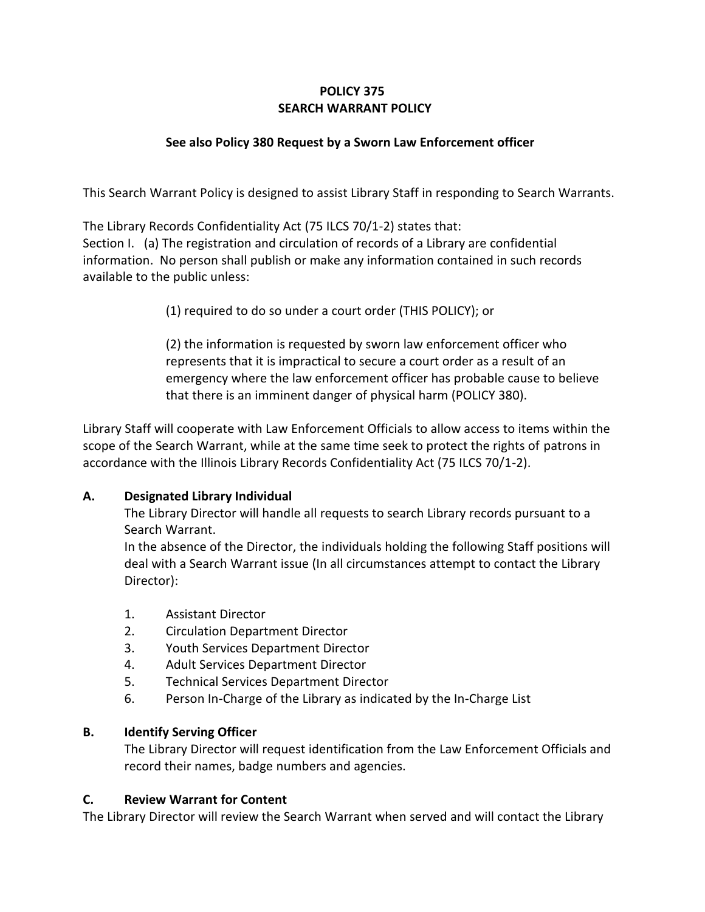# POLICY 375
# SEARCH WARRANT POLICY

### See also Policy 380 Request by a Sworn Law Enforcement officer

This Search Warrant Policy is designed to assist Library Staff in responding to Search Warrants.

The Library Records Confidentiality Act (75 ILCS 70/1-2) states that:
Section I. (a) The registration and circulation of records of a Library are confidential information. No person shall publish or make any information contained in such records available to the public unless:

> (1) required to do so under a court order (THIS POLICY); or
>
> (2) the information is requested by sworn law enforcement officer who represents that it is impractical to secure a court order as a result of an emergency where the law enforcement officer has probable cause to believe that there is an imminent danger of physical harm (POLICY 380).

Library Staff will cooperate with Law Enforcement Officials to allow access to items within the scope of the Search Warrant, while at the same time seek to protect the rights of patrons in accordance with the Illinois Library Records Confidentiality Act (75 ILCS 70/1-2).

**A. Designated Library Individual**

The Library Director will handle all requests to search Library records pursuant to a Search Warrant.
In the absence of the Director, the individuals holding the following Staff positions will deal with a Search Warrant issue (In all circumstances attempt to contact the Library Director):

1. Assistant Director
2. Circulation Department Director
3. Youth Services Department Director
4. Adult Services Department Director
5. Technical Services Department Director
6. Person In-Charge of the Library as indicated by the In-Charge List

**B. Identify Serving Officer**

The Library Director will request identification from the Law Enforcement Officials and record their names, badge numbers and agencies.

**C. Review Warrant for Content**

The Library Director will review the Search Warrant when served and will contact the Library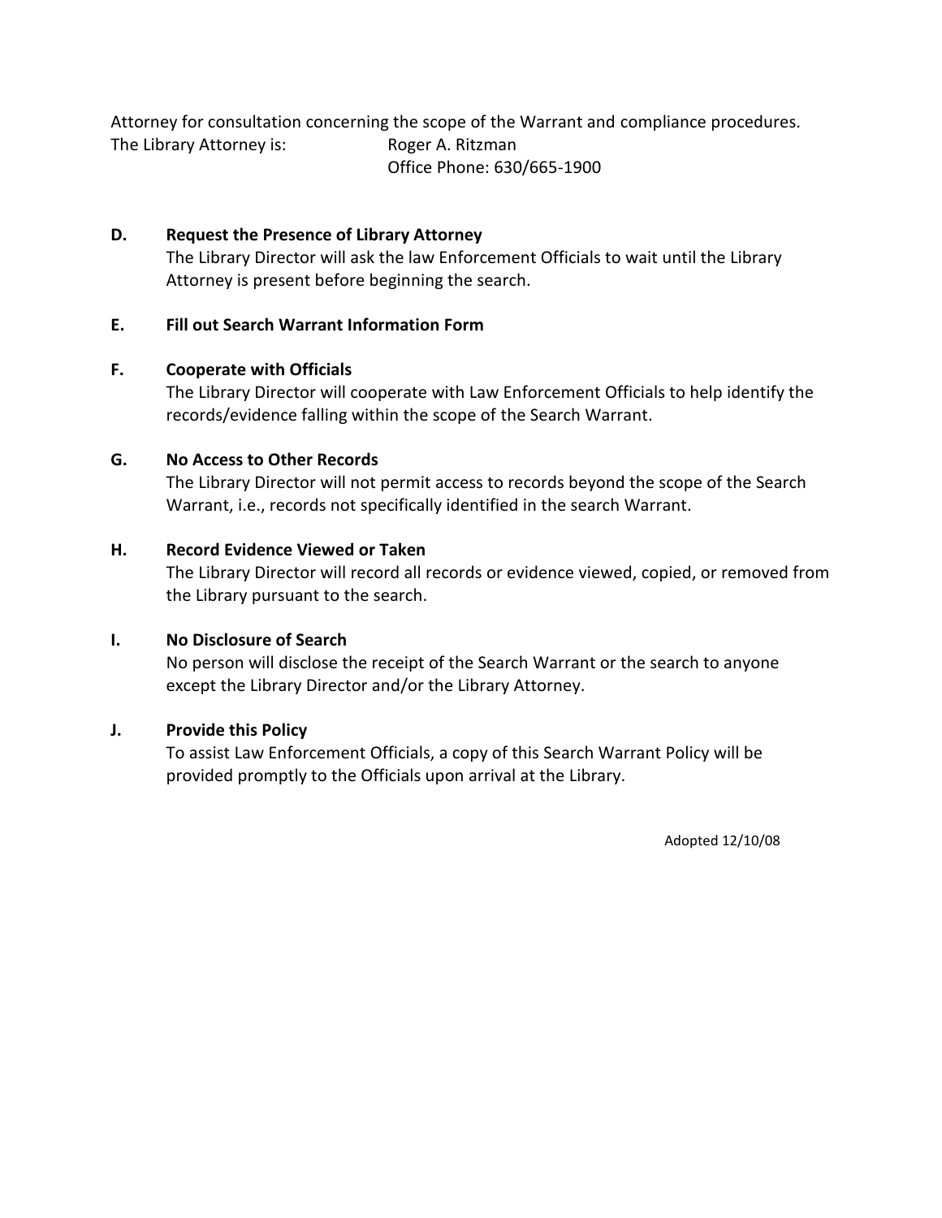Attorney for consultation concerning the scope of the Warrant and compliance procedures.
The Library Attorney is: Roger A. Ritzman
Office Phone: 630/665-1900

**D. Request the Presence of Library Attorney**

The Library Director will ask the law Enforcement Officials to wait until the Library Attorney is present before beginning the search.

**E. Fill out Search Warrant Information Form**

**F. Cooperate with Officials**

The Library Director will cooperate with Law Enforcement Officials to help identify the records/evidence falling within the scope of the Search Warrant.

**G. No Access to Other Records**

The Library Director will not permit access to records beyond the scope of the Search Warrant, i.e., records not specifically identified in the search Warrant.

**H. Record Evidence Viewed or Taken**

The Library Director will record all records or evidence viewed, copied, or removed from the Library pursuant to the search.

**I. No Disclosure of Search**

No person will disclose the receipt of the Search Warrant or the search to anyone except the Library Director and/or the Library Attorney.

**J. Provide this Policy**

To assist Law Enforcement Officials, a copy of this Search Warrant Policy will be provided promptly to the Officials upon arrival at the Library.

Adopted 12/10/08